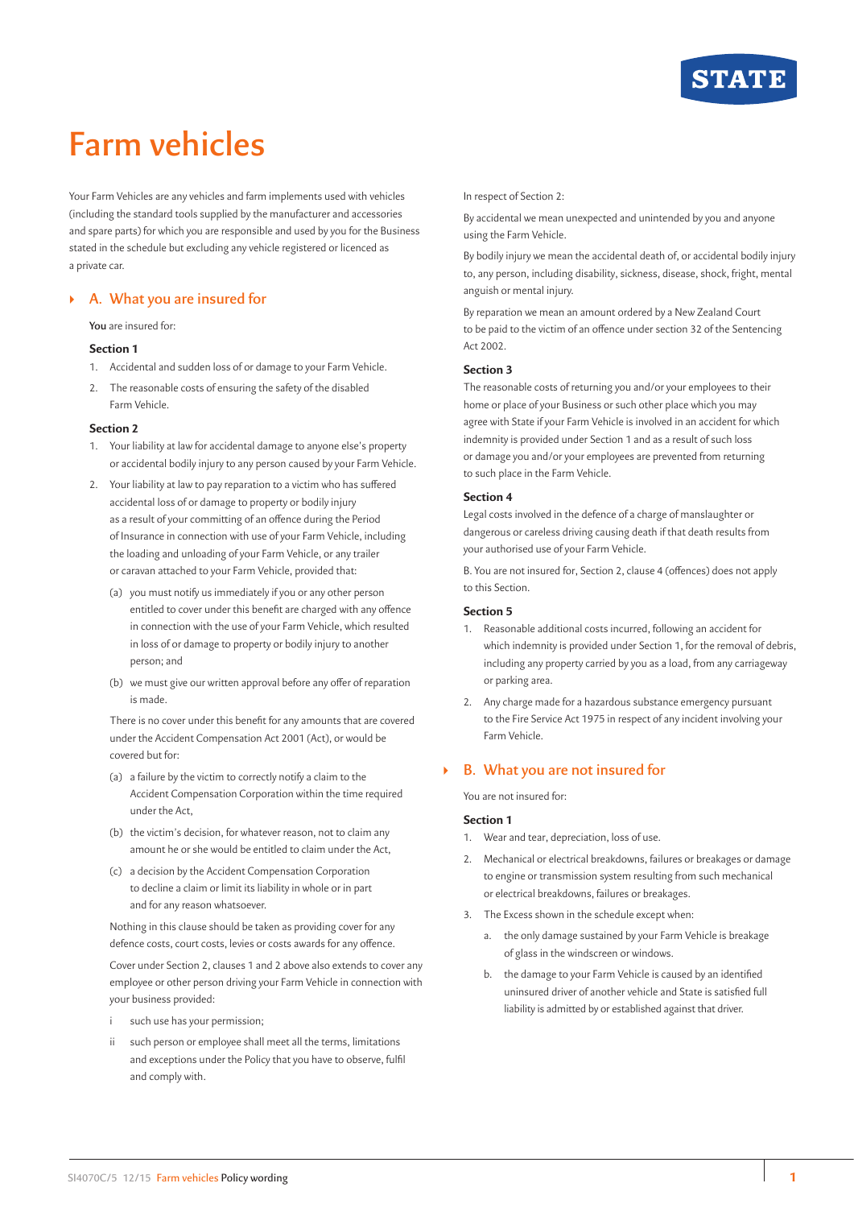# Farm vehicles

Your Farm Vehicles are any vehicles and farm implements used with vehicles (including the standard tools supplied by the manufacturer and accessories and spare parts) for which you are responsible and used by you for the Business stated in the schedule but excluding any vehicle registered or licenced as a private car.

## A. What you are insured for

**You** are insured for:

### Section 1

1. Accidental and sudden loss of or damage to your Farm Vehicle.
2. The reasonable costs of ensuring the safety of the disabled Farm Vehicle.

### Section 2

1. Your liability at law for accidental damage to anyone else's property or accidental bodily injury to any person caused by your Farm Vehicle.
2. Your liability at law to pay reparation to a victim who has suffered accidental loss of or damage to property or bodily injury as a result of your committing of an offence during the Period of Insurance in connection with use of your Farm Vehicle, including the loading and unloading of your Farm Vehicle, or any trailer or caravan attached to your Farm Vehicle, provided that:

   (a) you must notify us immediately if you or any other person entitled to cover under this benefit are charged with any offence in connection with the use of your Farm Vehicle, which resulted in loss of or damage to property or bodily injury to another person; and

   (b) we must give our written approval before any offer of reparation is made.

   There is no cover under this benefit for any amounts that are covered under the Accident Compensation Act 2001 (Act), or would be covered but for:

   (a) a failure by the victim to correctly notify a claim to the Accident Compensation Corporation within the time required under the Act,

   (b) the victim's decision, for whatever reason, not to claim any amount he or she would be entitled to claim under the Act,

   (c) a decision by the Accident Compensation Corporation to decline a claim or limit its liability in whole or in part and for any reason whatsoever.

   Nothing in this clause should be taken as providing cover for any defence costs, court costs, levies or costs awards for any offence.

   Cover under Section 2, clauses 1 and 2 above also extends to cover any employee or other person driving your Farm Vehicle in connection with your business provided:

   i such use has your permission;

   ii such person or employee shall meet all the terms, limitations and exceptions under the Policy that you have to observe, fulfil and comply with.

In respect of Section 2:

By accidental we mean unexpected and unintended by you and anyone using the Farm Vehicle.

By bodily injury we mean the accidental death of, or accidental bodily injury to, any person, including disability, sickness, disease, shock, fright, mental anguish or mental injury.

By reparation we mean an amount ordered by a New Zealand Court to be paid to the victim of an offence under section 32 of the Sentencing Act 2002.

### Section 3

The reasonable costs of returning you and/or your employees to their home or place of your Business or such other place which you may agree with State if your Farm Vehicle is involved in an accident for which indemnity is provided under Section 1 and as a result of such loss or damage you and/or your employees are prevented from returning to such place in the Farm Vehicle.

### Section 4

Legal costs involved in the defence of a charge of manslaughter or dangerous or careless driving causing death if that death results from your authorised use of your Farm Vehicle.

B. You are not insured for, Section 2, clause 4 (offences) does not apply to this Section.

### Section 5

1. Reasonable additional costs incurred, following an accident for which indemnity is provided under Section 1, for the removal of debris, including any property carried by you as a load, from any carriageway or parking area.
2. Any charge made for a hazardous substance emergency pursuant to the Fire Service Act 1975 in respect of any incident involving your Farm Vehicle.

## B. What you are not insured for

You are not insured for:

### Section 1

1. Wear and tear, depreciation, loss of use.
2. Mechanical or electrical breakdowns, failures or breakages or damage to engine or transmission system resulting from such mechanical or electrical breakdowns, failures or breakages.
3. The Excess shown in the schedule except when:

   a. the only damage sustained by your Farm Vehicle is breakage of glass in the windscreen or windows.

   b. the damage to your Farm Vehicle is caused by an identified uninsured driver of another vehicle and State is satisfied full liability is admitted by or established against that driver.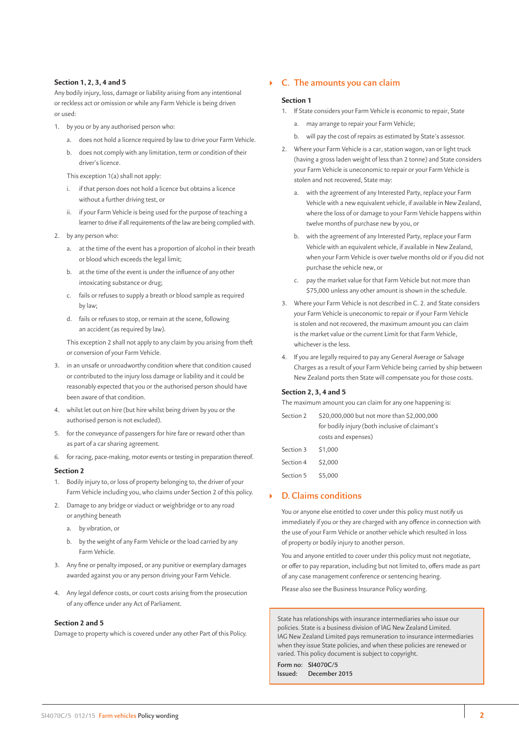### Section 1, 2, 3, 4 and 5

Any bodily injury, loss, damage or liability arising from any intentional or reckless act or omission or while any Farm Vehicle is being driven or used:

1. by you or by any authorised person who:
   a. does not hold a licence required by law to drive your Farm Vehicle.
   b. does not comply with any limitation, term or condition of their driver's licence.

   This exception 1(a) shall not apply:

   i. if that person does not hold a licence but obtains a licence without a further driving test, or
   ii. if your Farm Vehicle is being used for the purpose of teaching a learner to drive if all requirements of the law are being complied with.
2. by any person who:
   a. at the time of the event has a proportion of alcohol in their breath or blood which exceeds the legal limit;
   b. at the time of the event is under the influence of any other intoxicating substance or drug;
   c. fails or refuses to supply a breath or blood sample as required by law;
   d. fails or refuses to stop, or remain at the scene, following an accident (as required by law).

   This exception 2 shall not apply to any claim by you arising from theft or conversion of your Farm Vehicle.
3. in an unsafe or unroadworthy condition where that condition caused or contributed to the injury loss damage or liability and it could be reasonably expected that you or the authorised person should have been aware of that condition.
4. whilst let out on hire (but hire whilst being driven by you or the authorised person is not excluded).
5. for the conveyance of passengers for hire fare or reward other than as part of a car sharing agreement.
6. for racing, pace-making, motor events or testing in preparation thereof.

### Section 2

1. Bodily injury to, or loss of property belonging to, the driver of your Farm Vehicle including you, who claims under Section 2 of this policy.
2. Damage to any bridge or viaduct or weighbridge or to any road or anything beneath
   a. by vibration, or
   b. by the weight of any Farm Vehicle or the load carried by any Farm Vehicle.
3. Any fine or penalty imposed, or any punitive or exemplary damages awarded against you or any person driving your Farm Vehicle.
4. Any legal defence costs, or court costs arising from the prosecution of any offence under any Act of Parliament.

### Section 2 and 5

Damage to property which is covered under any other Part of this Policy.

## C. The amounts you can claim

### Section 1

1. If State considers your Farm Vehicle is economic to repair, State
   a. may arrange to repair your Farm Vehicle;
   b. will pay the cost of repairs as estimated by State's assessor.
2. Where your Farm Vehicle is a car, station wagon, van or light truck (having a gross laden weight of less than 2 tonne) and State considers your Farm Vehicle is uneconomic to repair or your Farm Vehicle is stolen and not recovered, State may:
   a. with the agreement of any Interested Party, replace your Farm Vehicle with a new equivalent vehicle, if available in New Zealand, where the loss of or damage to your Farm Vehicle happens within twelve months of purchase new by you, or
   b. with the agreement of any Interested Party, replace your Farm Vehicle with an equivalent vehicle, if available in New Zealand, when your Farm Vehicle is over twelve months old or if you did not purchase the vehicle new, or
   c. pay the market value for that Farm Vehicle but not more than $75,000 unless any other amount is shown in the schedule.
3. Where your Farm Vehicle is not described in C. 2. and State considers your Farm Vehicle is uneconomic to repair or if your Farm Vehicle is stolen and not recovered, the maximum amount you can claim is the market value or the current Limit for that Farm Vehicle, whichever is the less.
4. If you are legally required to pay any General Average or Salvage Charges as a result of your Farm Vehicle being carried by ship between New Zealand ports then State will compensate you for those costs.

### Section 2, 3, 4 and 5

The maximum amount you can claim for any one happening is:

| | |
|---|---|
| Section 2 | $20,000,000 but not more than $2,000,000 for bodily injury (both inclusive of claimant's costs and expenses) |
| Section 3 | $1,000 |
| Section 4 | $2,000 |
| Section 5 | $5,000 |

## D. Claims conditions

You or anyone else entitled to cover under this policy must notify us immediately if you or they are charged with any offence in connection with the use of your Farm Vehicle or another vehicle which resulted in loss of property or bodily injury to another person.

You and anyone entitled to cover under this policy must not negotiate, or offer to pay reparation, including but not limited to, offers made as part of any case management conference or sentencing hearing.

Please also see the Business Insurance Policy wording.

State has relationships with insurance intermediaries who issue our policies. State is a business division of IAG New Zealand Limited. IAG New Zealand Limited pays remuneration to insurance intermediaries when they issue State policies, and when these policies are renewed or varied. This policy document is subject to copyright.

**Form no: SI4070C/5**
**Issued: December 2015**